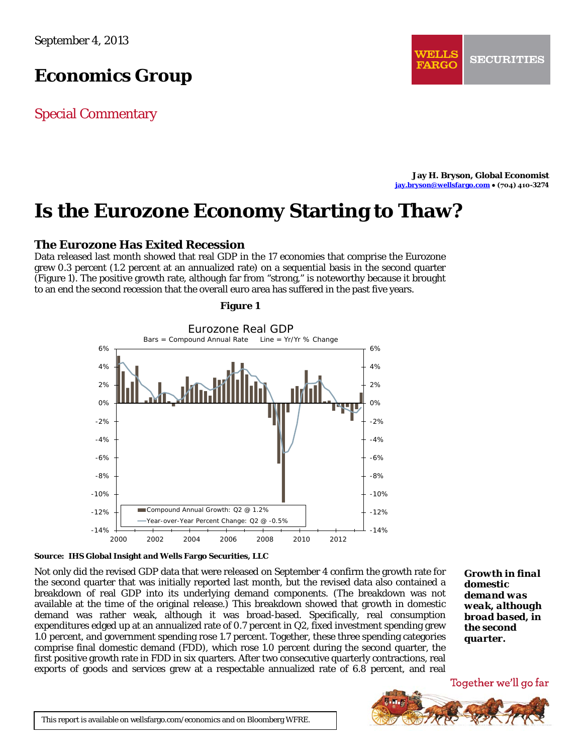September 4, 2013

# Economics Group

Special Commentary

**Jay H. Bryson, Global Economist**
jay.bryson@wellsfargo.com • (704) 410-3274

# Is the Eurozone Economy Starting to Thaw?

## The Eurozone Has Exited Recession

Data released last month showed that real GDP in the 17 economies that comprise the Eurozone grew 0.3 percent (1.2 percent at an annualized rate) on a sequential basis in the second quarter (Figure 1). The positive growth rate, although far from "strong," is noteworthy because it brought to an end the second recession that the overall euro area has suffered in the past five years.

**Figure 1**

**Source: IHS Global Insight and Wells Fargo Securities, LLC**

*Growth in final domestic demand was weak, although broad based, in the second quarter.*

Not only did the revised GDP data that were released on September 4 confirm the growth rate for the second quarter that was initially reported last month, but the revised data also contained a breakdown of real GDP into its underlying demand components. (The breakdown was not available at the time of the original release.) This breakdown showed that growth in domestic demand was rather weak, although it was broad-based. Specifically, real consumption expenditures edged up at an annualized rate of 0.7 percent in Q2, fixed investment spending grew 1.0 percent, and government spending rose 1.7 percent. Together, these three spending categories comprise final domestic demand (FDD), which rose 1.0 percent during the second quarter, the first positive growth rate in FDD in six quarters. After two consecutive quarterly contractions, real exports of goods and services grew at a respectable annualized rate of 6.8 percent, and real

This report is available on wellsfargo.com/economics and on Bloomberg WFRE.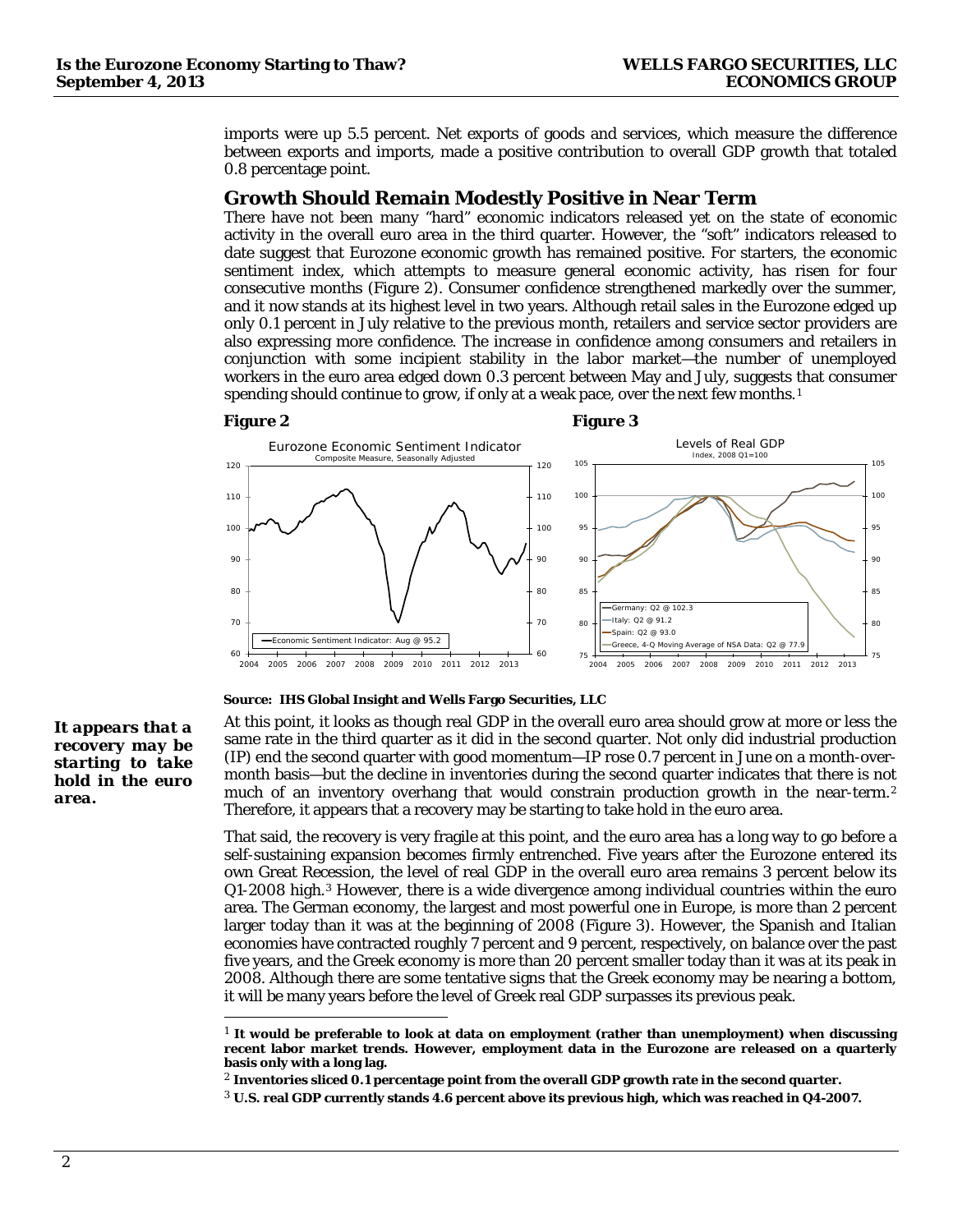imports were up 5.5 percent. Net exports of goods and services, which measure the difference between exports and imports, made a positive contribution to overall GDP growth that totaled 0.8 percentage point.

## Growth Should Remain Modestly Positive in Near Term

There have not been many "hard" economic indicators released yet on the state of economic activity in the overall euro area in the third quarter. However, the "soft" indicators released to date suggest that Eurozone economic growth has remained positive. For starters, the economic sentiment index, which attempts to measure general economic activity, has risen for four consecutive months (Figure 2). Consumer confidence strengthened markedly over the summer, and it now stands at its highest level in two years. Although retail sales in the Eurozone edged up only 0.1 percent in July relative to the previous month, retailers and service sector providers are also expressing more confidence. The increase in confidence among consumers and retailers in conjunction with some incipient stability in the labor market—the number of unemployed workers in the euro area edged down 0.3 percent between May and July, suggests that consumer spending should continue to grow, if only at a weak pace, over the next few months.[1]

**Figure 2**

Eurozone Economic Sentiment Indicator
Composite Measure, Seasonally Adjusted

Economic Sentiment Indicator: Aug @ 95.2

**Figure 3**

Levels of Real GDP
Index, 2008 Q1=100

Germany: Q2 @ 102.3
Italy: Q2 @ 91.2
Spain: Q2 @ 93.0
Greece, 4-Q Moving Average of NSA Data: Q2 @ 77.9

**Source: IHS Global Insight and Wells Fargo Securities, LLC**

***It appears that a recovery may be starting to take hold in the euro area.***

At this point, it looks as though real GDP in the overall euro area should grow at more or less the same rate in the third quarter as it did in the second quarter. Not only did industrial production (IP) end the second quarter with good momentum—IP rose 0.7 percent in June on a month-over-month basis—but the decline in inventories during the second quarter indicates that there is not much of an inventory overhang that would constrain production growth in the near-term.[2] Therefore, it appears that a recovery may be starting to take hold in the euro area.

That said, the recovery is very fragile at this point, and the euro area has a long way to go before a self-sustaining expansion becomes firmly entrenched. Five years after the Eurozone entered its own Great Recession, the level of real GDP in the overall euro area remains 3 percent below its Q1-2008 high.[3] However, there is a wide divergence among individual countries within the euro area. The German economy, the largest and most powerful one in Europe, is more than 2 percent larger today than it was at the beginning of 2008 (Figure 3). However, the Spanish and Italian economies have contracted roughly 7 percent and 9 percent, respectively, on balance over the past five years, and the Greek economy is more than 20 percent smaller today than it was at its peak in 2008. Although there are some tentative signs that the Greek economy may be nearing a bottom, it will be many years before the level of Greek real GDP surpasses its previous peak.

---

[1] **It would be preferable to look at data on employment (rather than unemployment) when discussing recent labor market trends. However, employment data in the Eurozone are released on a quarterly basis only with a long lag.**

[2] **Inventories sliced 0.1 percentage point from the overall GDP growth rate in the second quarter.**

[3] **U.S. real GDP currently stands 4.6 percent above its previous high, which was reached in Q4-2007.**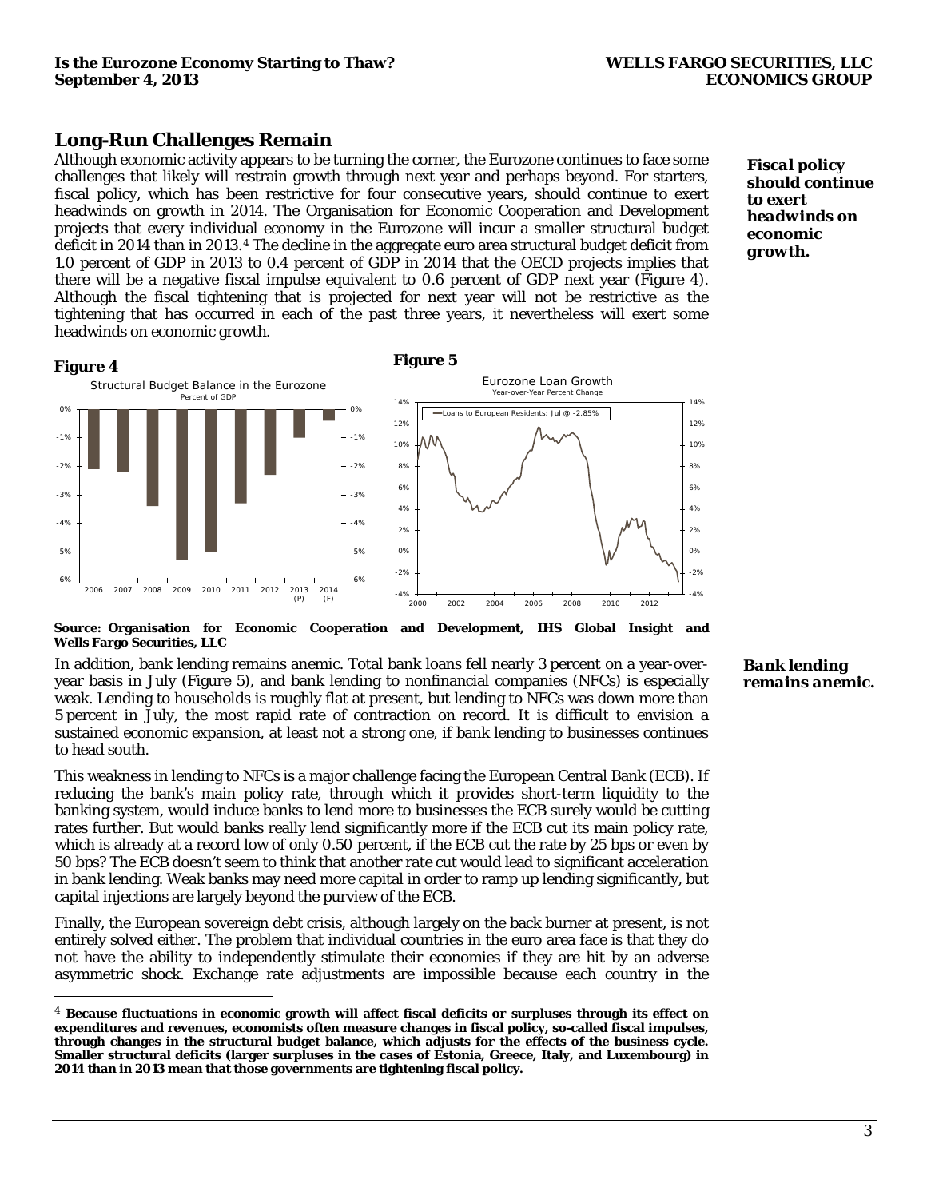## Long-Run Challenges Remain

Although economic activity appears to be turning the corner, the Eurozone continues to face some challenges that likely will restrain growth through next year and perhaps beyond. For starters, fiscal policy, which has been restrictive for four consecutive years, should continue to exert headwinds on growth in 2014. The Organisation for Economic Cooperation and Development projects that every individual economy in the Eurozone will incur a smaller structural budget deficit in 2014 than in 2013.[4] The decline in the aggregate euro area structural budget deficit from 1.0 percent of GDP in 2013 to 0.4 percent of GDP in 2014 that the OECD projects implies that there will be a negative fiscal impulse equivalent to 0.6 percent of GDP next year (Figure 4). Although the fiscal tightening that is projected for next year will not be restrictive as the tightening that has occurred in each of the past three years, it nevertheless will exert some headwinds on economic growth.

***Fiscal policy should continue to exert headwinds on economic growth.***

**Figure 4**

Structural Budget Balance in the Eurozone
Percent of GDP

**Figure 5**

Eurozone Loan Growth
Year-over-Year Percent Change

**Source: Organisation for Economic Cooperation and Development, IHS Global Insight and Wells Fargo Securities, LLC**

In addition, bank lending remains anemic. Total bank loans fell nearly 3 percent on a year-over-year basis in July (Figure 5), and bank lending to nonfinancial companies (NFCs) is especially weak. Lending to households is roughly flat at present, but lending to NFCs was down more than 5 percent in July, the most rapid rate of contraction on record. It is difficult to envision a sustained economic expansion, at least not a strong one, if bank lending to businesses continues to head south.

***Bank lending remains anemic.***

This weakness in lending to NFCs is a major challenge facing the European Central Bank (ECB). If reducing the bank's main policy rate, through which it provides short-term liquidity to the banking system, would induce banks to lend more to businesses the ECB surely would be cutting rates further. But would banks really lend significantly more if the ECB cut its main policy rate, which is already at a record low of only 0.50 percent, if the ECB cut the rate by 25 bps or even by 50 bps? The ECB doesn't seem to think that another rate cut would lead to significant acceleration in bank lending. Weak banks may need more capital in order to ramp up lending significantly, but capital injections are largely beyond the purview of the ECB.

Finally, the European sovereign debt crisis, although largely on the back burner at present, is not entirely solved either. The problem that individual countries in the euro area face is that they do not have the ability to independently stimulate their economies if they are hit by an adverse asymmetric shock. Exchange rate adjustments are impossible because each country in the

---

[4] **Because fluctuations in economic growth will affect fiscal deficits or surpluses through its effect on expenditures and revenues, economists often measure changes in fiscal policy, so-called fiscal impulses, through changes in the structural budget balance, which adjusts for the effects of the business cycle. Smaller structural deficits (larger surpluses in the cases of Estonia, Greece, Italy, and Luxembourg) in 2014 than in 2013 mean that those governments are tightening fiscal policy.**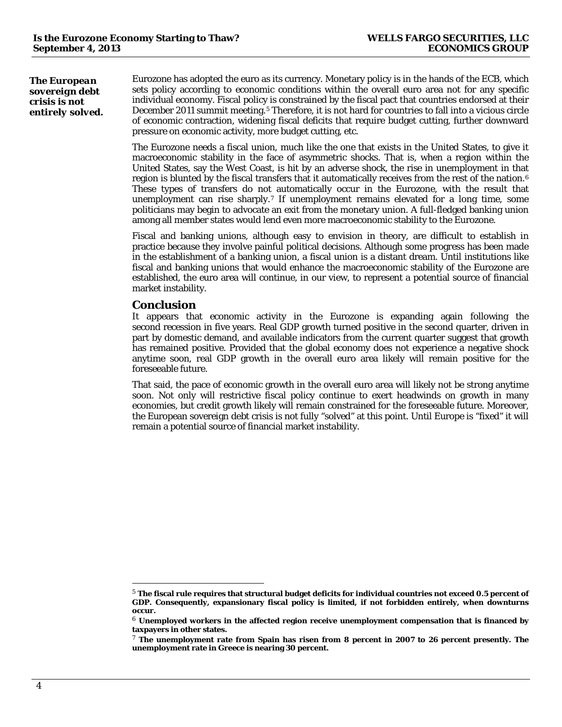*The European sovereign debt crisis is not entirely solved.*

Eurozone has adopted the euro as its currency. Monetary policy is in the hands of the ECB, which sets policy according to economic conditions within the overall euro area not for any specific individual economy. Fiscal policy is constrained by the fiscal pact that countries endorsed at their December 2011 summit meeting.[5] Therefore, it is not hard for countries to fall into a vicious circle of economic contraction, widening fiscal deficits that require budget cutting, further downward pressure on economic activity, more budget cutting, etc.

The Eurozone needs a fiscal union, much like the one that exists in the United States, to give it macroeconomic stability in the face of asymmetric shocks. That is, when a region within the United States, say the West Coast, is hit by an adverse shock, the rise in unemployment in that region is blunted by the fiscal transfers that it automatically receives from the rest of the nation.[6] These types of transfers do not automatically occur in the Eurozone, with the result that unemployment can rise sharply.[7] If unemployment remains elevated for a long time, some politicians may begin to advocate an exit from the monetary union. A full-fledged banking union among all member states would lend even more macroeconomic stability to the Eurozone.

Fiscal and banking unions, although easy to envision in theory, are difficult to establish in practice because they involve painful political decisions. Although some progress has been made in the establishment of a banking union, a fiscal union is a distant dream. Until institutions like fiscal and banking unions that would enhance the macroeconomic stability of the Eurozone are established, the euro area will continue, in our view, to represent a potential source of financial market instability.

## Conclusion

It appears that economic activity in the Eurozone is expanding again following the second recession in five years. Real GDP growth turned positive in the second quarter, driven in part by domestic demand, and available indicators from the current quarter suggest that growth has remained positive. Provided that the global economy does not experience a negative shock anytime soon, real GDP growth in the overall euro area likely will remain positive for the foreseeable future.

That said, the pace of economic growth in the overall euro area will likely not be strong anytime soon. Not only will restrictive fiscal policy continue to exert headwinds on growth in many economies, but credit growth likely will remain constrained for the foreseeable future. Moreover, the European sovereign debt crisis is not fully "solved" at this point. Until Europe is "fixed" it will remain a potential source of financial market instability.

---

[5] **The fiscal rule requires that structural budget deficits for individual countries not exceed 0.5 percent of GDP. Consequently, expansionary fiscal policy is limited, if not forbidden entirely, when downturns occur.**

[6] **Unemployed workers in the affected region receive unemployment compensation that is financed by taxpayers in other states.**

[7] **The unemployment rate from Spain has risen from 8 percent in 2007 to 26 percent presently. The unemployment rate in Greece is nearing 30 percent.**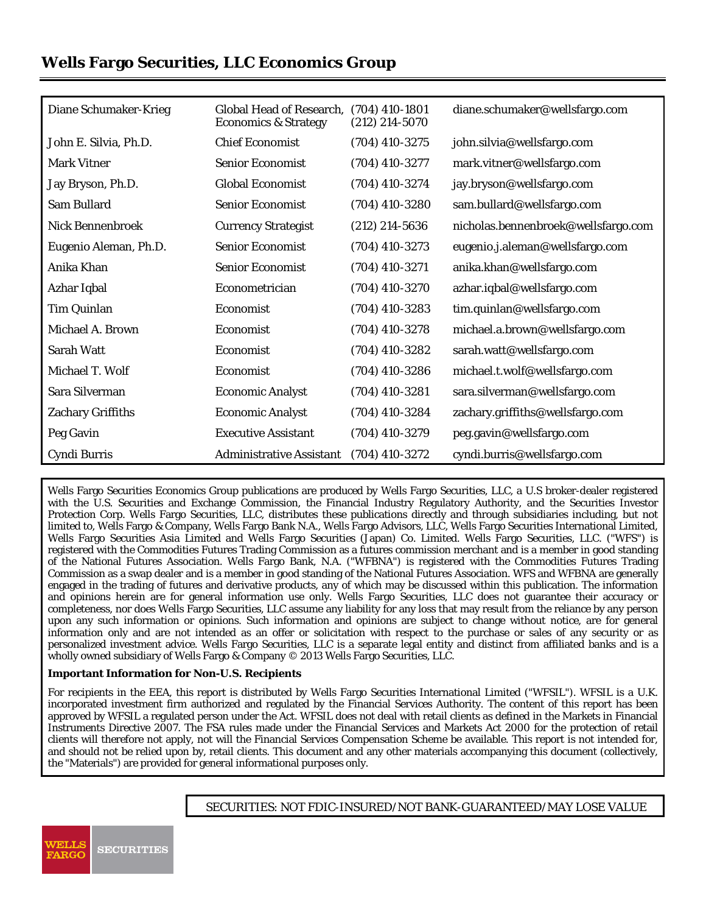# Wells Fargo Securities, LLC Economics Group

| | | | |
|---|---|---|---|
| Diane Schumaker-Krieg | Global Head of Research, Economics & Strategy | (704) 410-1801<br>(212) 214-5070 | diane.schumaker@wellsfargo.com |
| John E. Silvia, Ph.D. | Chief Economist | (704) 410-3275 | john.silvia@wellsfargo.com |
| Mark Vitner | Senior Economist | (704) 410-3277 | mark.vitner@wellsfargo.com |
| Jay Bryson, Ph.D. | Global Economist | (704) 410-3274 | jay.bryson@wellsfargo.com |
| Sam Bullard | Senior Economist | (704) 410-3280 | sam.bullard@wellsfargo.com |
| Nick Bennenbroek | Currency Strategist | (212) 214-5636 | nicholas.bennenbroek@wellsfargo.com |
| Eugenio Aleman, Ph.D. | Senior Economist | (704) 410-3273 | eugenio.j.aleman@wellsfargo.com |
| Anika Khan | Senior Economist | (704) 410-3271 | anika.khan@wellsfargo.com |
| Azhar Iqbal | Econometrician | (704) 410-3270 | azhar.iqbal@wellsfargo.com |
| Tim Quinlan | Economist | (704) 410-3283 | tim.quinlan@wellsfargo.com |
| Michael A. Brown | Economist | (704) 410-3278 | michael.a.brown@wellsfargo.com |
| Sarah Watt | Economist | (704) 410-3282 | sarah.watt@wellsfargo.com |
| Michael T. Wolf | Economist | (704) 410-3286 | michael.t.wolf@wellsfargo.com |
| Sara Silverman | Economic Analyst | (704) 410-3281 | sara.silverman@wellsfargo.com |
| Zachary Griffiths | Economic Analyst | (704) 410-3284 | zachary.griffiths@wellsfargo.com |
| Peg Gavin | Executive Assistant | (704) 410-3279 | peg.gavin@wellsfargo.com |
| Cyndi Burris | Administrative Assistant | (704) 410-3272 | cyndi.burris@wellsfargo.com |

Wells Fargo Securities Economics Group publications are produced by Wells Fargo Securities, LLC, a U.S broker-dealer registered with the U.S. Securities and Exchange Commission, the Financial Industry Regulatory Authority, and the Securities Investor Protection Corp. Wells Fargo Securities, LLC, distributes these publications directly and through subsidiaries including, but not limited to, Wells Fargo & Company, Wells Fargo Bank N.A., Wells Fargo Advisors, LLC, Wells Fargo Securities International Limited, Wells Fargo Securities Asia Limited and Wells Fargo Securities (Japan) Co. Limited. Wells Fargo Securities, LLC. ("WFS") is registered with the Commodities Futures Trading Commission as a futures commission merchant and is a member in good standing of the National Futures Association. Wells Fargo Bank, N.A. ("WFBNA") is registered with the Commodities Futures Trading Commission as a swap dealer and is a member in good standing of the National Futures Association. WFS and WFBNA are generally engaged in the trading of futures and derivative products, any of which may be discussed within this publication. The information and opinions herein are for general information use only. Wells Fargo Securities, LLC does not guarantee their accuracy or completeness, nor does Wells Fargo Securities, LLC assume any liability for any loss that may result from the reliance by any person upon any such information or opinions. Such information and opinions are subject to change without notice, are for general information only and are not intended as an offer or solicitation with respect to the purchase or sales of any security or as personalized investment advice. Wells Fargo Securities, LLC is a separate legal entity and distinct from affiliated banks and is a wholly owned subsidiary of Wells Fargo & Company © 2013 Wells Fargo Securities, LLC.

**Important Information for Non-U.S. Recipients**

For recipients in the EEA, this report is distributed by Wells Fargo Securities International Limited ("WFSIL"). WFSIL is a U.K. incorporated investment firm authorized and regulated by the Financial Services Authority. The content of this report has been approved by WFSIL a regulated person under the Act. WFSIL does not deal with retail clients as defined in the Markets in Financial Instruments Directive 2007. The FSA rules made under the Financial Services and Markets Act 2000 for the protection of retail clients will therefore not apply, not will the Financial Services Compensation Scheme be available. This report is not intended for, and should not be relied upon by, retail clients. This document and any other materials accompanying this document (collectively, the "Materials") are provided for general informational purposes only.

SECURITIES: NOT FDIC-INSURED/NOT BANK-GUARANTEED/MAY LOSE VALUE

WELLS FARGO SECURITIES